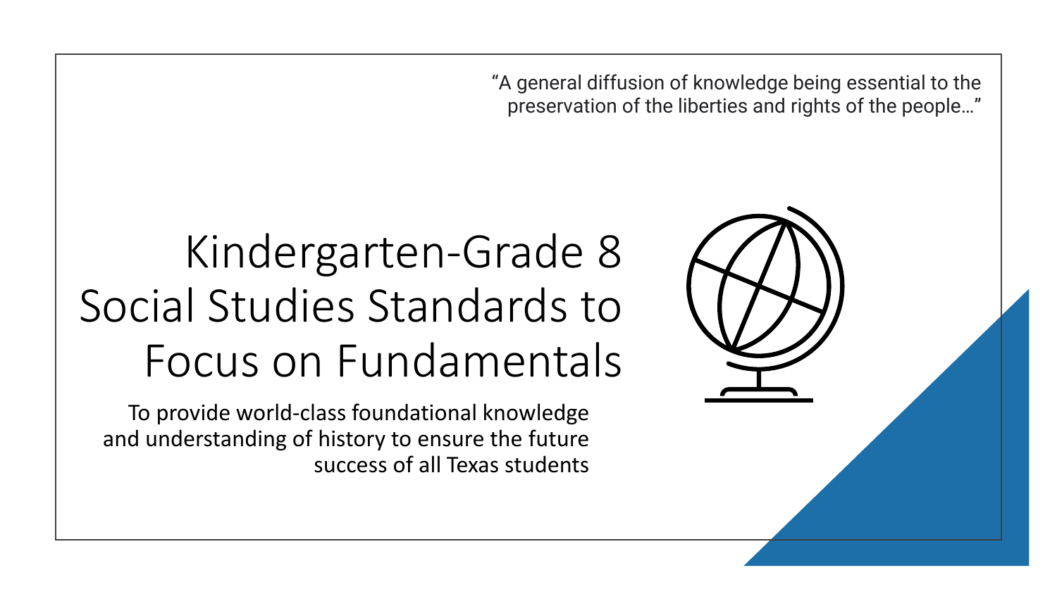"A general diffusion of knowledge being essential to the preservation of the liberties and rights of the people…"

# Kindergarten-Grade 8 Social Studies Standards to Focus on Fundamentals

To provide world-class foundational knowledge and understanding of history to ensure the future success of all Texas students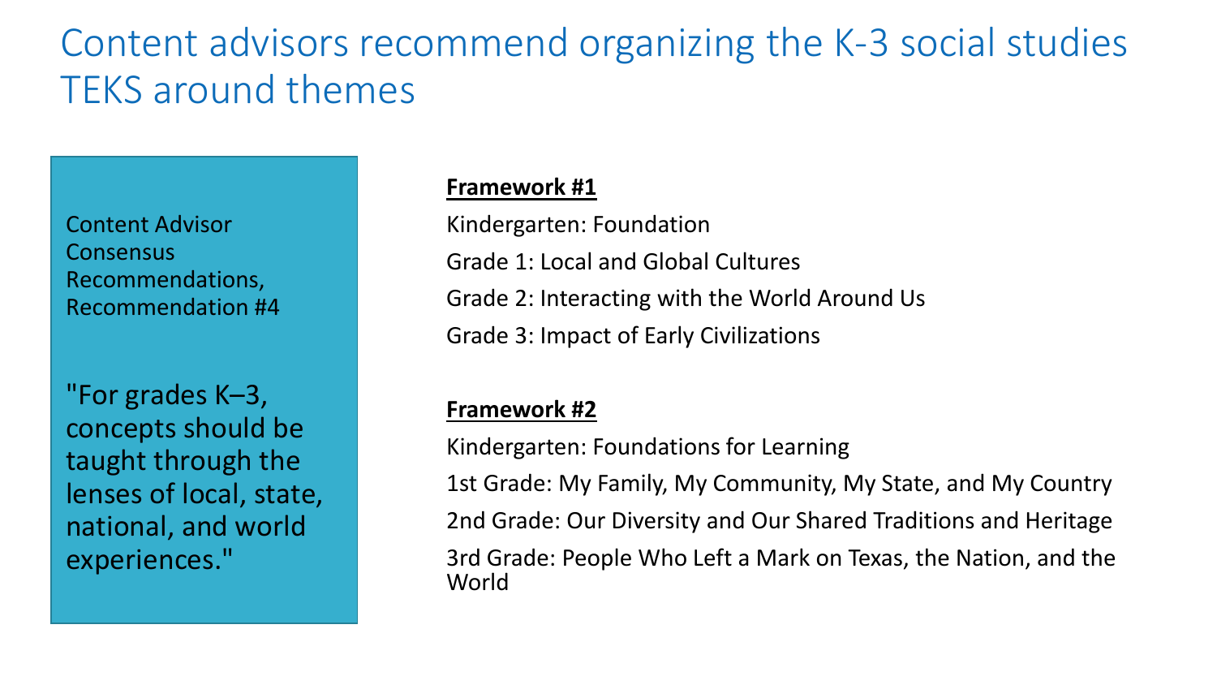# Content advisors recommend organizing the K-3 social studies TEKS around themes

Content Advisor Consensus Recommendations, Recommendation #4

"For grades K–3, concepts should be taught through the lenses of local, state, national, and world experiences."

**Framework #1**

Kindergarten: Foundation

Grade 1: Local and Global Cultures

Grade 2: Interacting with the World Around Us

Grade 3: Impact of Early Civilizations

**Framework #2**

Kindergarten: Foundations for Learning

1st Grade: My Family, My Community, My State, and My Country

2nd Grade: Our Diversity and Our Shared Traditions and Heritage

3rd Grade: People Who Left a Mark on Texas, the Nation, and the World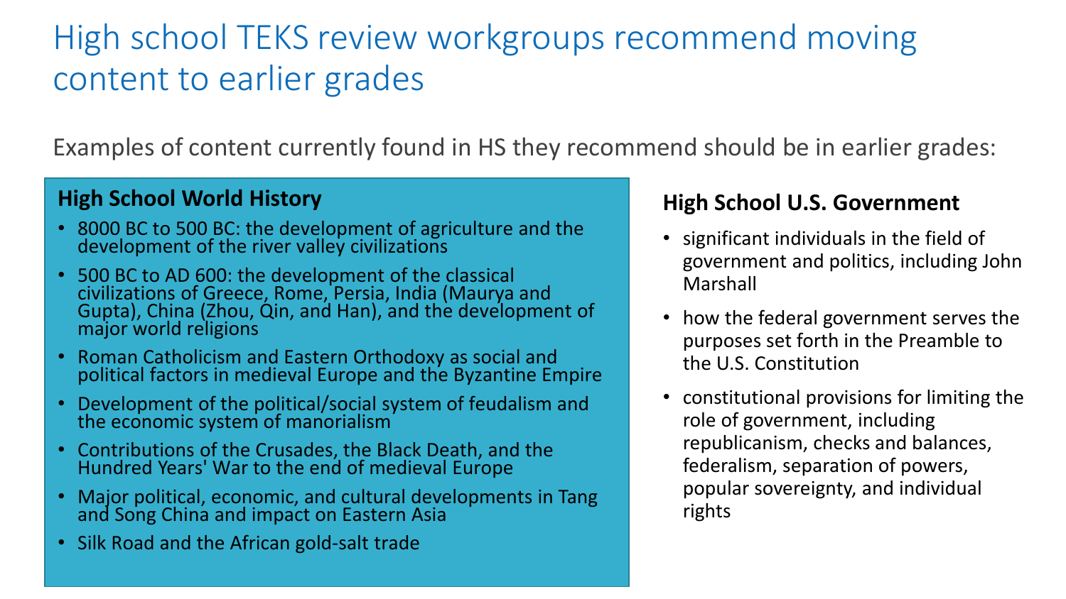# High school TEKS review workgroups recommend moving content to earlier grades

Examples of content currently found in HS they recommend should be in earlier grades:

### High School World History

- 8000 BC to 500 BC: the development of agriculture and the development of the river valley civilizations
- 500 BC to AD 600: the development of the classical civilizations of Greece, Rome, Persia, India (Maurya and Gupta), China (Zhou, Qin, and Han), and the development of major world religions
- Roman Catholicism and Eastern Orthodoxy as social and political factors in medieval Europe and the Byzantine Empire
- Development of the political/social system of feudalism and the economic system of manorialism
- Contributions of the Crusades, the Black Death, and the Hundred Years' War to the end of medieval Europe
- Major political, economic, and cultural developments in Tang and Song China and impact on Eastern Asia
- Silk Road and the African gold-salt trade

### High School U.S. Government

- significant individuals in the field of government and politics, including John Marshall
- how the federal government serves the purposes set forth in the Preamble to the U.S. Constitution
- constitutional provisions for limiting the role of government, including republicanism, checks and balances, federalism, separation of powers, popular sovereignty, and individual rights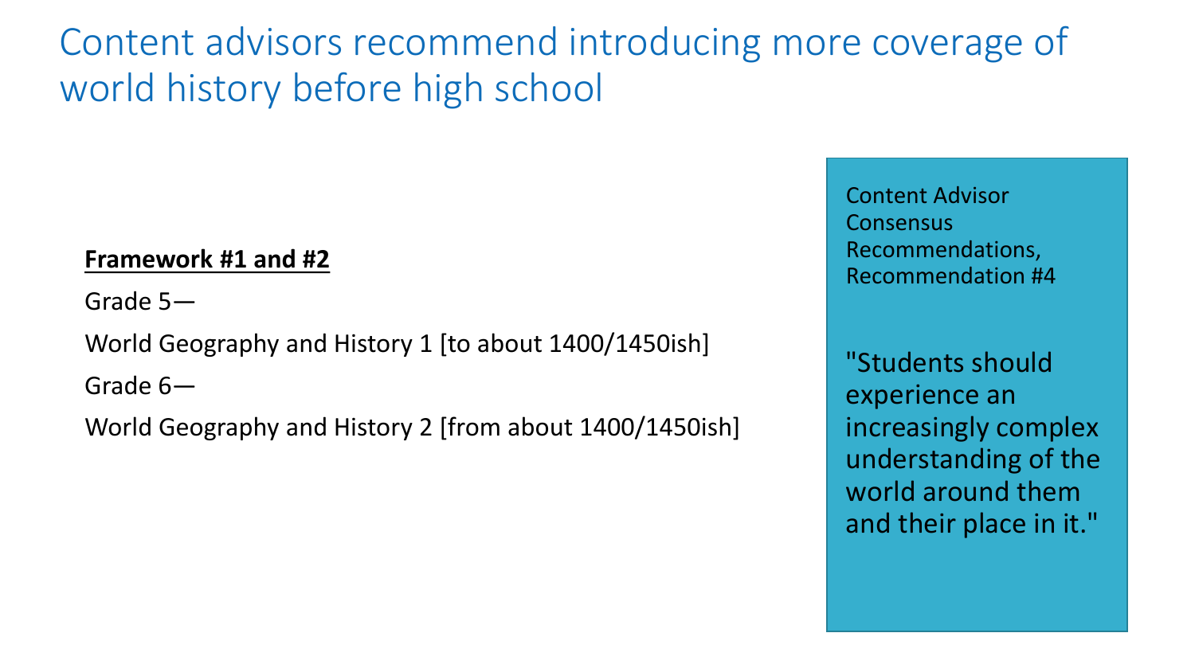# Content advisors recommend introducing more coverage of world history before high school

**<u>Framework #1 and #2</u>**

Grade 5—

World Geography and History 1 [to about 1400/1450ish]

Grade 6—

World Geography and History 2 [from about 1400/1450ish]

Content Advisor Consensus Recommendations, Recommendation #4

"Students should experience an increasingly complex understanding of the world around them and their place in it."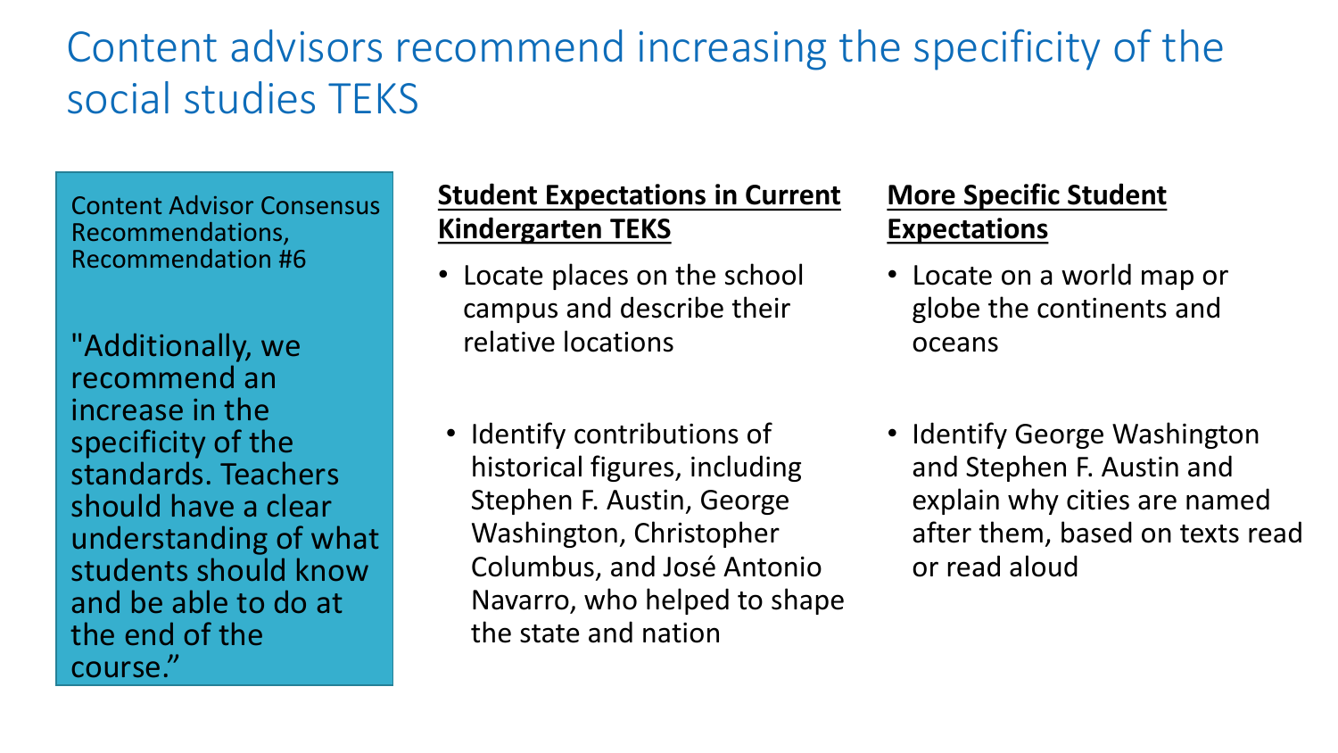# Content advisors recommend increasing the specificity of the social studies TEKS

Content Advisor Consensus Recommendations, Recommendation #6

"Additionally, we recommend an increase in the specificity of the standards. Teachers should have a clear understanding of what students should know and be able to do at the end of the course."

| **Student Expectations in Current Kindergarten TEKS** | **More Specific Student Expectations** |
| --- | --- |
| Locate places on the school campus and describe their relative locations | Locate on a world map or globe the continents and oceans |
| Identify contributions of historical figures, including Stephen F. Austin, George Washington, Christopher Columbus, and José Antonio Navarro, who helped to shape the state and nation | Identify George Washington and Stephen F. Austin and explain why cities are named after them, based on texts read or read aloud |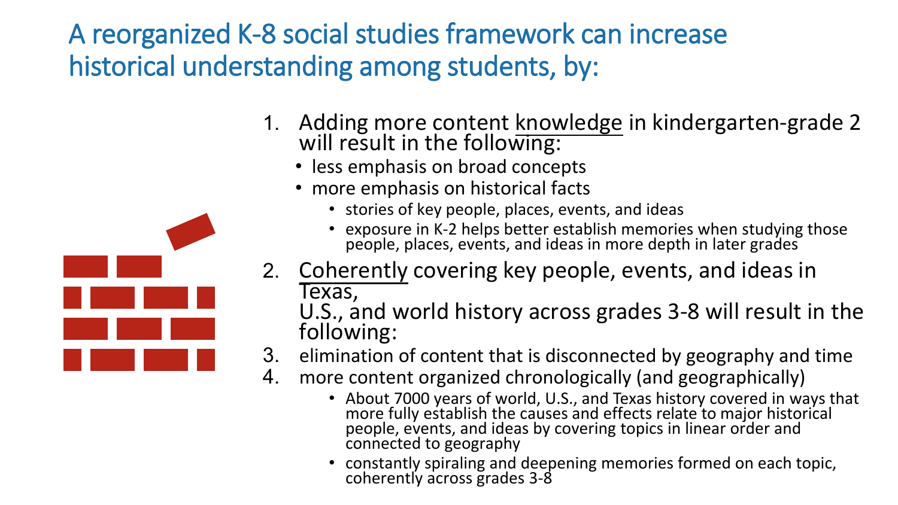# A reorganized K-8 social studies framework can increase historical understanding among students, by:

1. Adding more content knowledge in kindergarten-grade 2 will result in the following:
   - less emphasis on broad concepts
   - more emphasis on historical facts
     - stories of key people, places, events, and ideas
     - exposure in K-2 helps better establish memories when studying those people, places, events, and ideas in more depth in later grades
2. Coherently covering key people, events, and ideas in Texas, U.S., and world history across grades 3-8 will result in the following:
3. elimination of content that is disconnected by geography and time
4. more content organized chronologically (and geographically)
   - About 7000 years of world, U.S., and Texas history covered in ways that more fully establish the causes and effects relate to major historical people, events, and ideas by covering topics in linear order and connected to geography
   - constantly spiraling and deepening memories formed on each topic, coherently across grades 3-8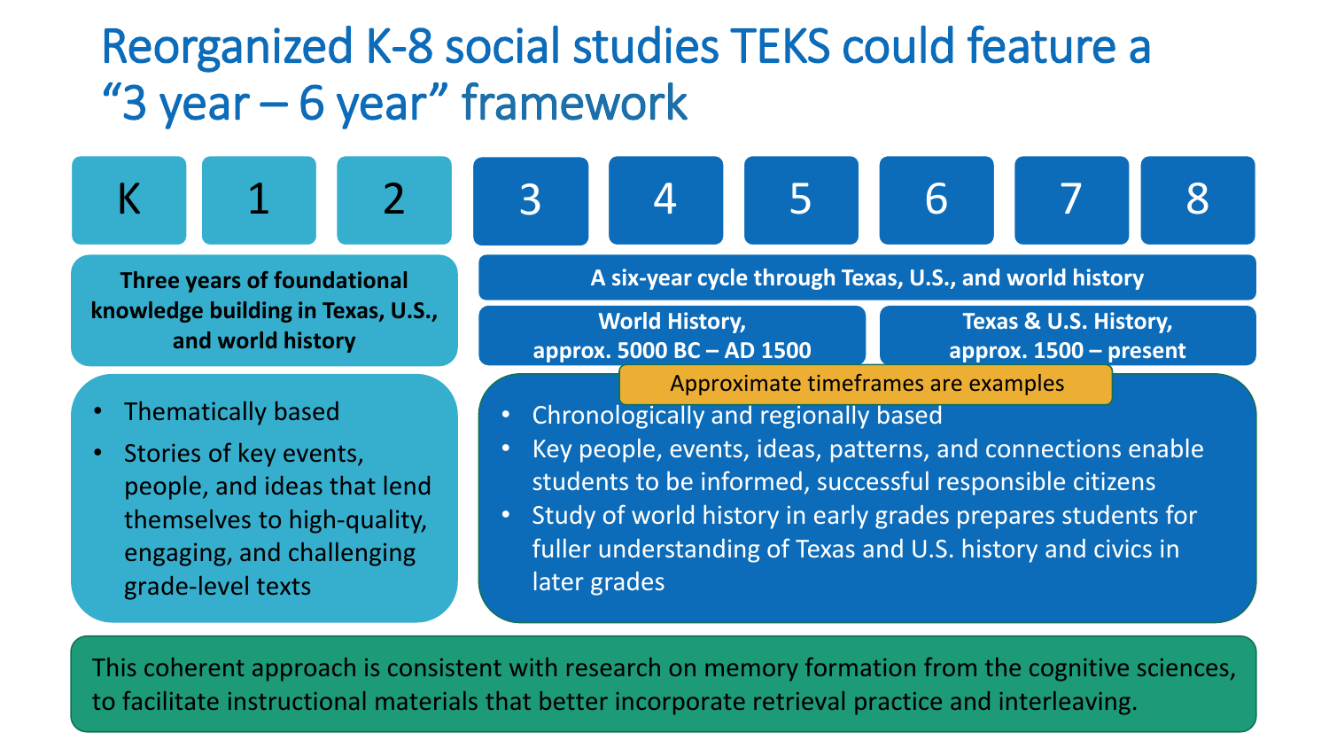# Reorganized K-8 social studies TEKS could feature a "3 year – 6 year" framework

| K | 1 | 2 | 3 | 4 | 5 | 6 | 7 | 8 |
|---|---|---|---|---|---|---|---|---|

**Three years of foundational knowledge building in Texas, U.S., and world history** (K, 1, 2)

- Thematically based
- Stories of key events, people, and ideas that lend themselves to high-quality, engaging, and challenging grade-level texts

**A six-year cycle through Texas, U.S., and world history** (3, 4, 5, 6, 7, 8)

- **World History, approx. 5000 BC – AD 1500**
- **Texas & U.S. History, approx. 1500 – present**

Approximate timeframes are examples

- Chronologically and regionally based
- Key people, events, ideas, patterns, and connections enable students to be informed, successful responsible citizens
- Study of world history in early grades prepares students for fuller understanding of Texas and U.S. history and civics in later grades

This coherent approach is consistent with research on memory formation from the cognitive sciences, to facilitate instructional materials that better incorporate retrieval practice and interleaving.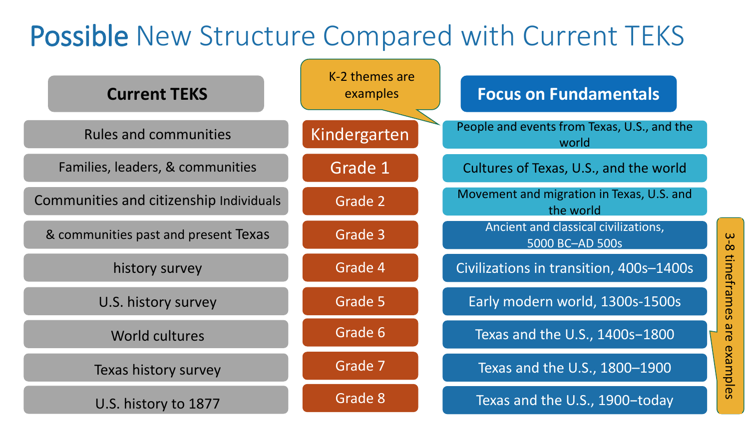# Possible New Structure Compared with Current TEKS

| Current TEKS | | Focus on Fundamentals |
| --- | --- | --- |
| Rules and communities | Kindergarten | People and events from Texas, U.S., and the world |
| Families, leaders, & communities | Grade 1 | Cultures of Texas, U.S., and the world |
| Communities and citizenship Individuals | Grade 2 | Movement and migration in Texas, U.S. and the world |
| & communities past and present Texas | Grade 3 | Ancient and classical civilizations, 5000 BC–AD 500s |
| history survey | Grade 4 | Civilizations in transition, 400s–1400s |
| U.S. history survey | Grade 5 | Early modern world, 1300s-1500s |
| World cultures | Grade 6 | Texas and the U.S., 1400s–1800 |
| Texas history survey | Grade 7 | Texas and the U.S., 1800–1900 |
| U.S. history to 1877 | Grade 8 | Texas and the U.S., 1900–today |

K-2 themes are examples

3-8 timeframes are examples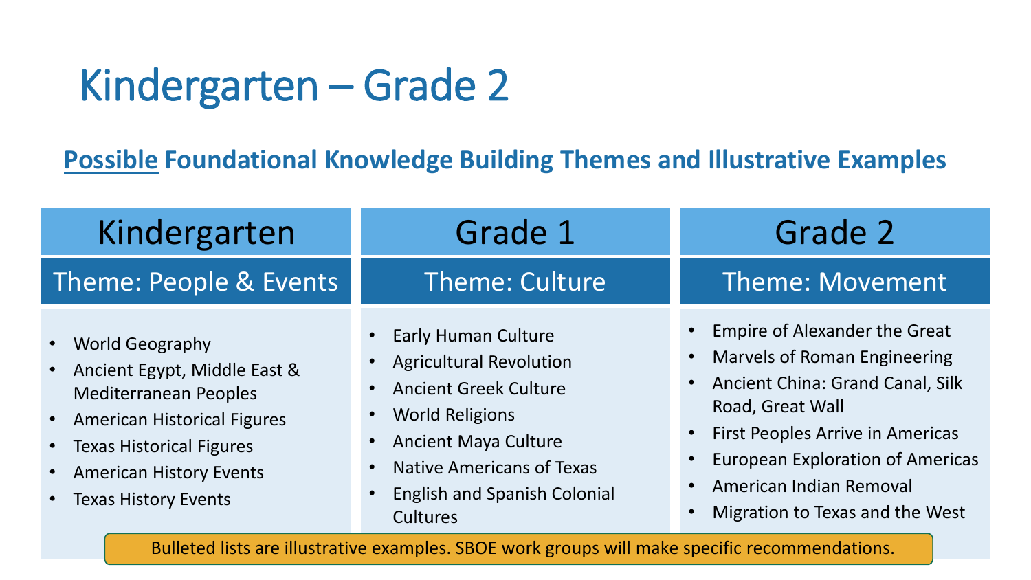# Kindergarten – Grade 2

**<u>Possible</u> Foundational Knowledge Building Themes and Illustrative Examples**

| Kindergarten | Grade 1 | Grade 2 |
| --- | --- | --- |
| Theme: People & Events | Theme: Culture | Theme: Movement |
| • World Geography<br>• Ancient Egypt, Middle East & Mediterranean Peoples<br>• American Historical Figures<br>• Texas Historical Figures<br>• American History Events<br>• Texas History Events | • Early Human Culture<br>• Agricultural Revolution<br>• Ancient Greek Culture<br>• World Religions<br>• Ancient Maya Culture<br>• Native Americans of Texas<br>• English and Spanish Colonial Cultures | • Empire of Alexander the Great<br>• Marvels of Roman Engineering<br>• Ancient China: Grand Canal, Silk Road, Great Wall<br>• First Peoples Arrive in Americas<br>• European Exploration of Americas<br>• American Indian Removal<br>• Migration to Texas and the West |

Bulleted lists are illustrative examples. SBOE work groups will make specific recommendations.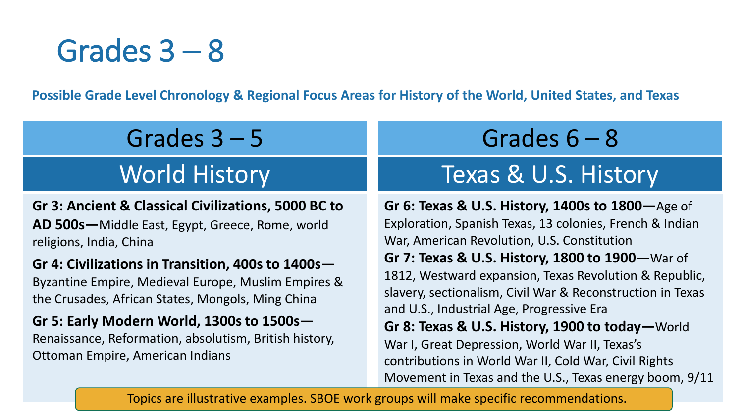# Grades 3 – 8

**Possible Grade Level Chronology & Regional Focus Areas for History of the World, United States, and Texas**

## Grades 3 – 5

### World History

**Gr 3: Ancient & Classical Civilizations, 5000 BC to AD 500s—**Middle East, Egypt, Greece, Rome, world religions, India, China

**Gr 4: Civilizations in Transition, 400s to 1400s—**Byzantine Empire, Medieval Europe, Muslim Empires & the Crusades, African States, Mongols, Ming China

**Gr 5: Early Modern World, 1300s to 1500s—**Renaissance, Reformation, absolutism, British history, Ottoman Empire, American Indians

## Grades 6 – 8

### Texas & U.S. History

**Gr 6: Texas & U.S. History, 1400s to 1800—**Age of Exploration, Spanish Texas, 13 colonies, French & Indian War, American Revolution, U.S. Constitution

**Gr 7: Texas & U.S. History, 1800 to 1900**—War of 1812, Westward expansion, Texas Revolution & Republic, slavery, sectionalism, Civil War & Reconstruction in Texas and U.S., Industrial Age, Progressive Era

**Gr 8: Texas & U.S. History, 1900 to today—**World War I, Great Depression, World War II, Texas's contributions in World War II, Cold War, Civil Rights Movement in Texas and the U.S., Texas energy boom, 9/11

Topics are illustrative examples. SBOE work groups will make specific recommendations.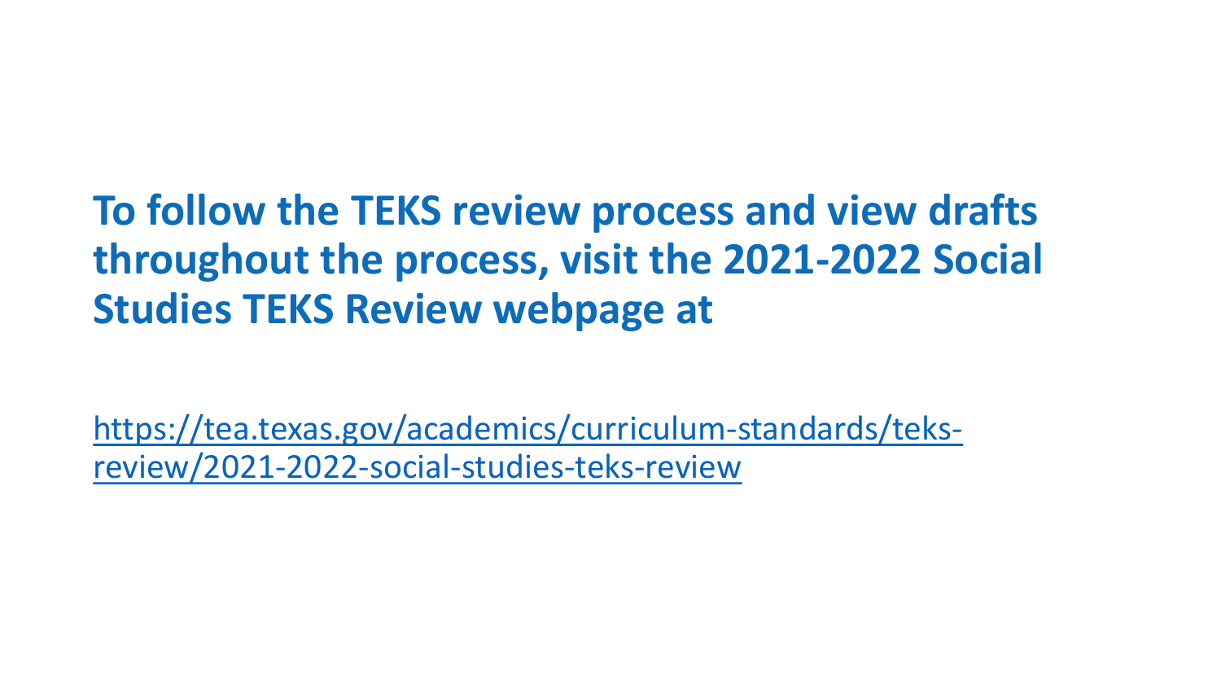**To follow the TEKS review process and view drafts throughout the process, visit the 2021-2022 Social Studies TEKS Review webpage at**

[https://tea.texas.gov/academics/curriculum-standards/teks-review/2021-2022-social-studies-teks-review](https://tea.texas.gov/academics/curriculum-standards/teks-review/2021-2022-social-studies-teks-review)